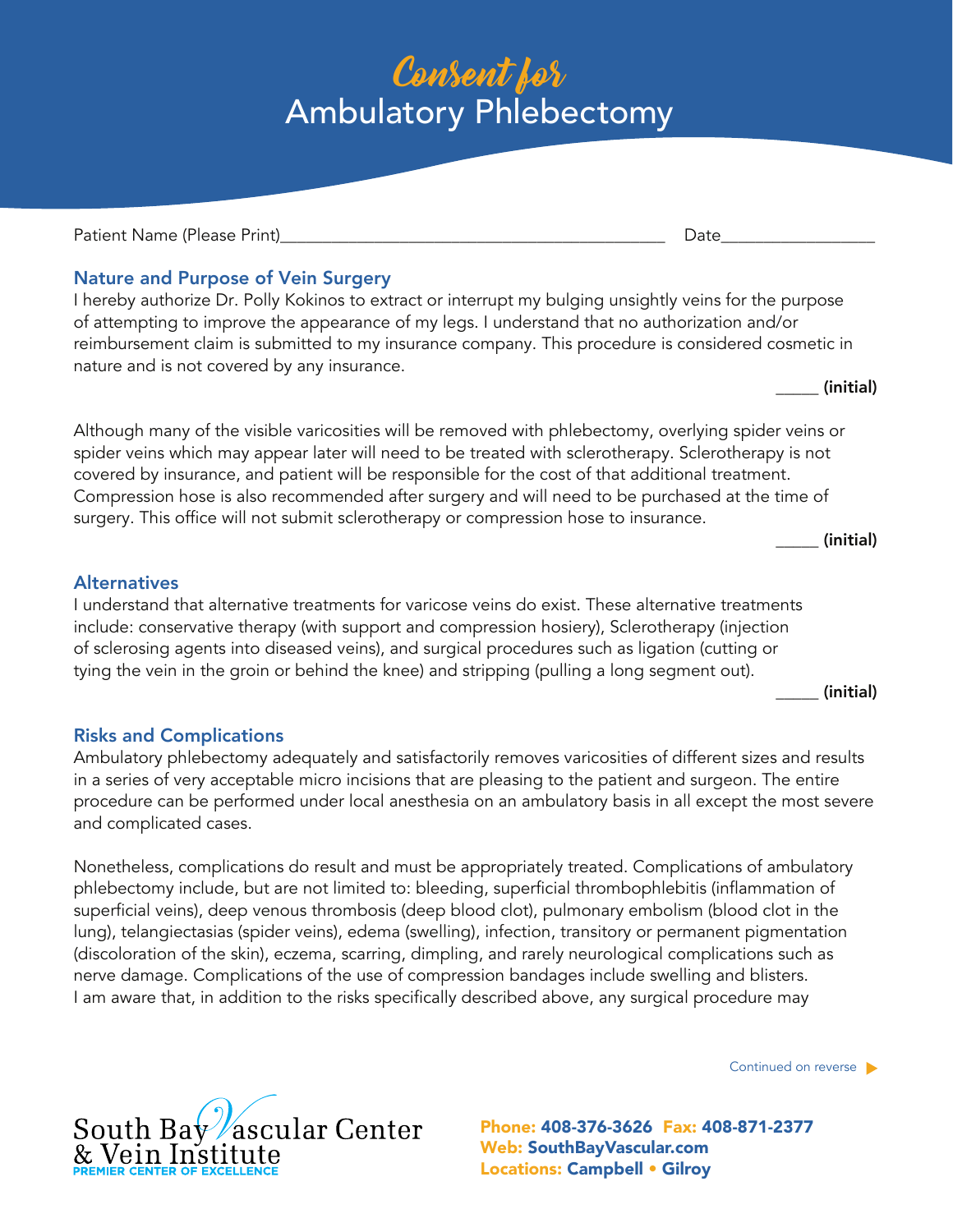# Consent for Ambulatory Phlebectomy

Patient Name (Please Print)_____________________________________________ Date_________________

## Nature and Purpose of Vein Surgery

I hereby authorize Dr. Polly Kokinos to extract or interrupt my bulging unsightly veins for the purpose of attempting to improve the appearance of my legs. I understand that no authorization and/or reimbursement claim is submitted to my insurance company. This procedure is considered cosmetic in nature and is not covered by any insurance.

_____ **(initial)**

Although many of the visible varicosities will be removed with phlebectomy, overlying spider veins or spider veins which may appear later will need to be treated with sclerotherapy. Sclerotherapy is not covered by insurance, and patient will be responsible for the cost of that additional treatment. Compression hose is also recommended after surgery and will need to be purchased at the time of surgery. This office will not submit sclerotherapy or compression hose to insurance.

_____ **(initial)**

## Alternatives

I understand that alternative treatments for varicose veins do exist. These alternative treatments include: conservative therapy (with support and compression hosiery), Sclerotherapy (injection of sclerosing agents into diseased veins), and surgical procedures such as ligation (cutting or tying the vein in the groin or behind the knee) and stripping (pulling a long segment out).

_____ **(initial)**

## Risks and Complications

Ambulatory phlebectomy adequately and satisfactorily removes varicosities of different sizes and results in a series of very acceptable micro incisions that are pleasing to the patient and surgeon. The entire procedure can be performed under local anesthesia on an ambulatory basis in all except the most severe and complicated cases.

Nonetheless, complications do result and must be appropriately treated. Complications of ambulatory phlebectomy include, but are not limited to: bleeding, superficial thrombophlebitis (inflammation of superficial veins), deep venous thrombosis (deep blood clot), pulmonary embolism (blood clot in the lung), telangiectasias (spider veins), edema (swelling), infection, transitory or permanent pigmentation (discoloration of the skin), eczema, scarring, dimpling, and rarely neurological complications such as nerve damage. Complications of the use of compression bandages include swelling and blisters. I am aware that, in addition to the risks specifically described above, any surgical procedure may

Continued on reverse ▶

South Bay Vascular Center & Vein Institute
PREMIER CENTER OF EXCELLENCE

**Phone:** 408-376-3626 **Fax:** 408-871-2377
**Web:** SouthBayVascular.com
**Locations:** Campbell • Gilroy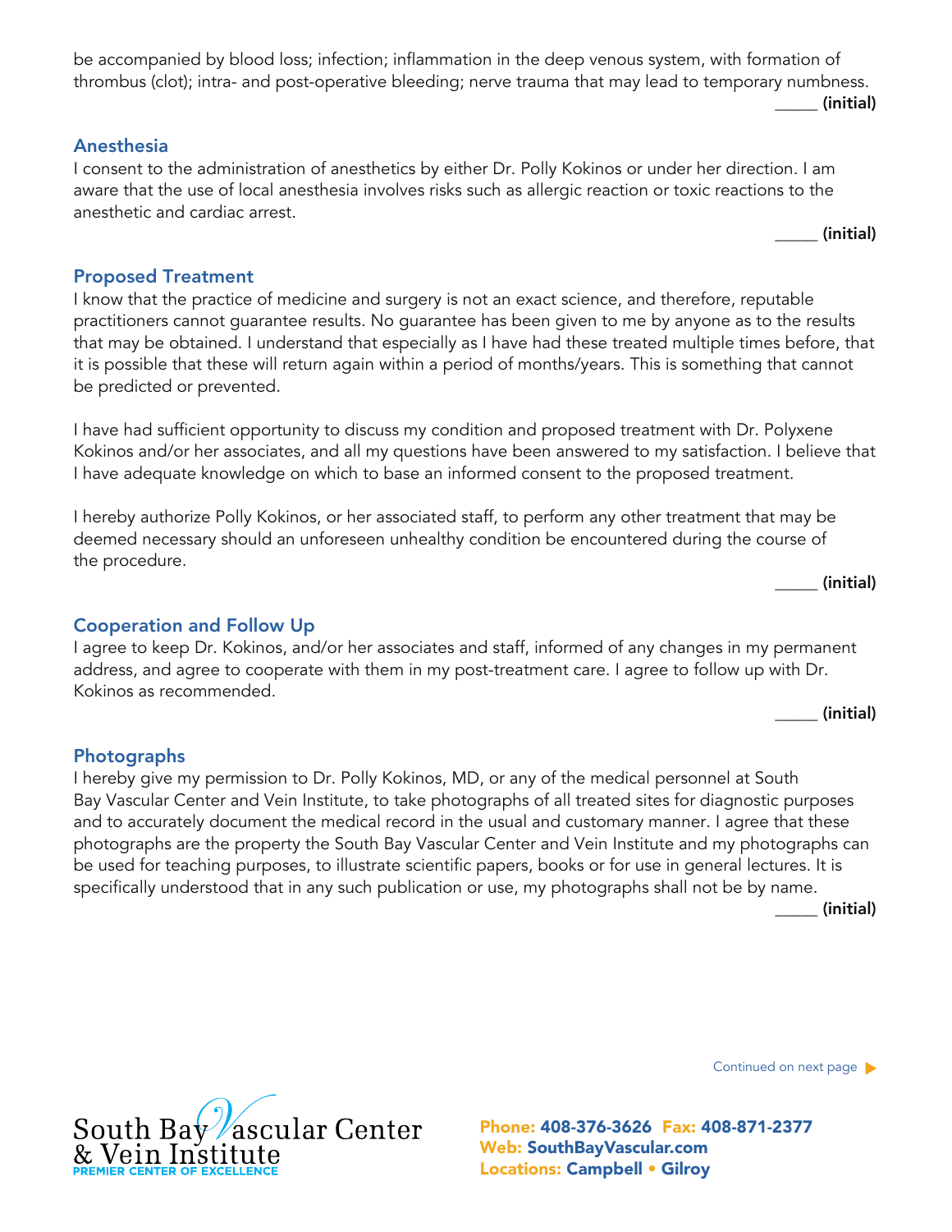be accompanied by blood loss; infection; inflammation in the deep venous system, with formation of thrombus (clot); intra- and post-operative bleeding; nerve trauma that may lead to temporary numbness.

_____ **(initial)**

## Anesthesia

I consent to the administration of anesthetics by either Dr. Polly Kokinos or under her direction. I am aware that the use of local anesthesia involves risks such as allergic reaction or toxic reactions to the anesthetic and cardiac arrest.

_____ **(initial)**

## Proposed Treatment

I know that the practice of medicine and surgery is not an exact science, and therefore, reputable practitioners cannot guarantee results. No guarantee has been given to me by anyone as to the results that may be obtained. I understand that especially as I have had these treated multiple times before, that it is possible that these will return again within a period of months/years. This is something that cannot be predicted or prevented.

I have had sufficient opportunity to discuss my condition and proposed treatment with Dr. Polyxene Kokinos and/or her associates, and all my questions have been answered to my satisfaction. I believe that I have adequate knowledge on which to base an informed consent to the proposed treatment.

I hereby authorize Polly Kokinos, or her associated staff, to perform any other treatment that may be deemed necessary should an unforeseen unhealthy condition be encountered during the course of the procedure.

_____ **(initial)**

## Cooperation and Follow Up

I agree to keep Dr. Kokinos, and/or her associates and staff, informed of any changes in my permanent address, and agree to cooperate with them in my post-treatment care. I agree to follow up with Dr. Kokinos as recommended.

_____ **(initial)**

## Photographs

I hereby give my permission to Dr. Polly Kokinos, MD, or any of the medical personnel at South Bay Vascular Center and Vein Institute, to take photographs of all treated sites for diagnostic purposes and to accurately document the medical record in the usual and customary manner. I agree that these photographs are the property the South Bay Vascular Center and Vein Institute and my photographs can be used for teaching purposes, to illustrate scientific papers, books or for use in general lectures. It is specifically understood that in any such publication or use, my photographs shall not be by name.

_____ **(initial)**

Continued on next page ▶

South Bay Vascular Center & Vein Institute
PREMIER CENTER OF EXCELLENCE

**Phone:** 408-376-3626 **Fax:** 408-871-2377
**Web:** SouthBayVascular.com
**Locations:** Campbell • Gilroy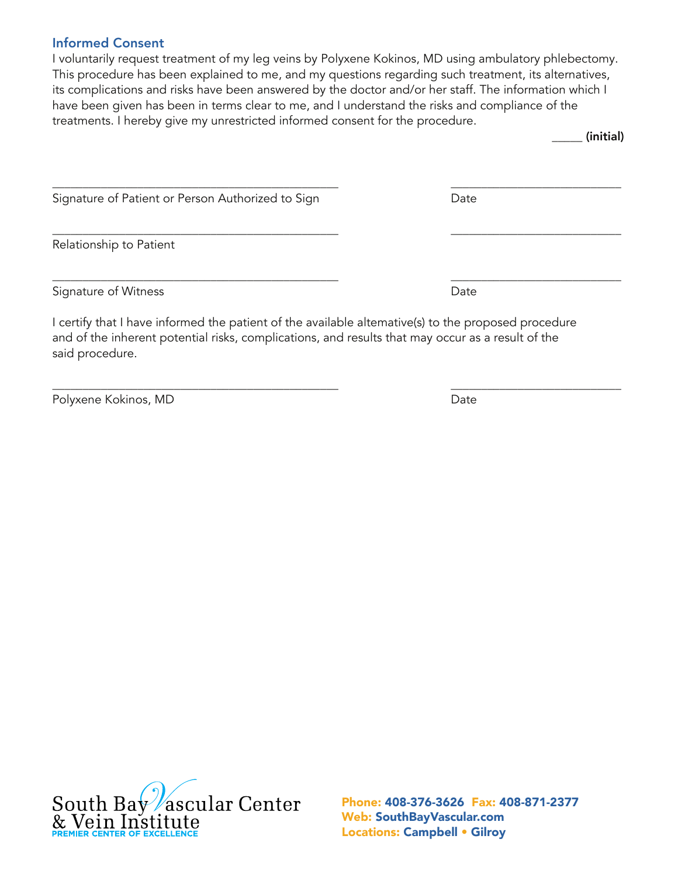## Informed Consent

I voluntarily request treatment of my leg veins by Polyxene Kokinos, MD using ambulatory phlebectomy. This procedure has been explained to me, and my questions regarding such treatment, its alternatives, its complications and risks have been answered by the doctor and/or her staff. The information which I have been given has been in terms clear to me, and I understand the risks and compliance of the treatments. I hereby give my unrestricted informed consent for the procedure.

_____ **(initial)**

_______________________________________________ ____________________________

Signature of Patient or Person Authorized to Sign Date

_______________________________________________ ____________________________

Relationship to Patient

_______________________________________________ ____________________________

Signature of Witness Date

I certify that I have informed the patient of the available altemative(s) to the proposed procedure and of the inherent potential risks, complications, and results that may occur as a result of the said procedure.

_______________________________________________ ____________________________

Polyxene Kokinos, MD Date

South Bay Vascular Center & Vein Institute
PREMIER CENTER OF EXCELLENCE

**Phone:** 408-376-3626 **Fax:** 408-871-2377
**Web:** SouthBayVascular.com
**Locations:** Campbell • Gilroy